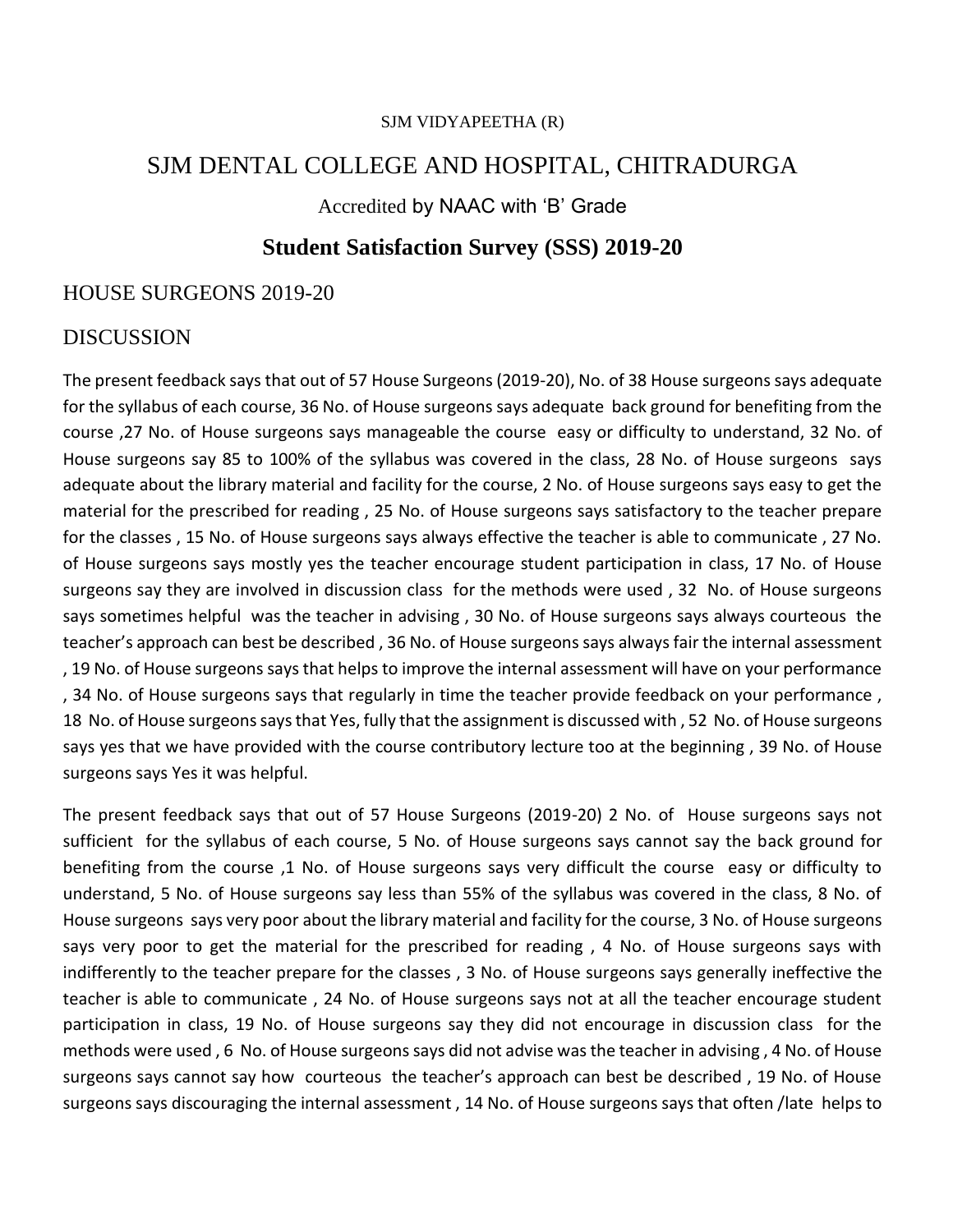SJM VIDYAPEETHA (R)

# SJM DENTAL COLLEGE AND HOSPITAL, CHITRADURGA

Accredited by NAAC with 'B' Grade

## Student Satisfaction Survey (SSS) 2019-20

### HOUSE SURGEONS 2019-20

### DISCUSSION

The present feedback says that out of 57 House Surgeons (2019-20), No. of 38 House surgeons says adequate for the syllabus of each course, 36 No. of House surgeons says adequate back ground for benefiting from the course ,27 No. of House surgeons says manageable the course easy or difficulty to understand, 32 No. of House surgeons say 85 to 100% of the syllabus was covered in the class, 28 No. of House surgeons says adequate about the library material and facility for the course, 2 No. of House surgeons says easy to get the material for the prescribed for reading , 25 No. of House surgeons says satisfactory to the teacher prepare for the classes , 15 No. of House surgeons says always effective the teacher is able to communicate , 27 No. of House surgeons says mostly yes the teacher encourage student participation in class, 17 No. of House surgeons say they are involved in discussion class for the methods were used , 32 No. of House surgeons says sometimes helpful was the teacher in advising , 30 No. of House surgeons says always courteous the teacher's approach can best be described , 36 No. of House surgeons says always fair the internal assessment , 19 No. of House surgeons says that helps to improve the internal assessment will have on your performance , 34 No. of House surgeons says that regularly in time the teacher provide feedback on your performance , 18 No. of House surgeons says that Yes, fully that the assignment is discussed with , 52 No. of House surgeons says yes that we have provided with the course contributory lecture too at the beginning , 39 No. of House surgeons says Yes it was helpful.

The present feedback says that out of 57 House Surgeons (2019-20) 2 No. of House surgeons says not sufficient for the syllabus of each course, 5 No. of House surgeons says cannot say the back ground for benefiting from the course ,1 No. of House surgeons says very difficult the course easy or difficulty to understand, 5 No. of House surgeons say less than 55% of the syllabus was covered in the class, 8 No. of House surgeons says very poor about the library material and facility for the course, 3 No. of House surgeons says very poor to get the material for the prescribed for reading , 4 No. of House surgeons says with indifferently to the teacher prepare for the classes , 3 No. of House surgeons says generally ineffective the teacher is able to communicate , 24 No. of House surgeons says not at all the teacher encourage student participation in class, 19 No. of House surgeons say they did not encourage in discussion class for the methods were used , 6 No. of House surgeons says did not advise was the teacher in advising , 4 No. of House surgeons says cannot say how courteous the teacher's approach can best be described , 19 No. of House surgeons says discouraging the internal assessment , 14 No. of House surgeons says that often /late helps to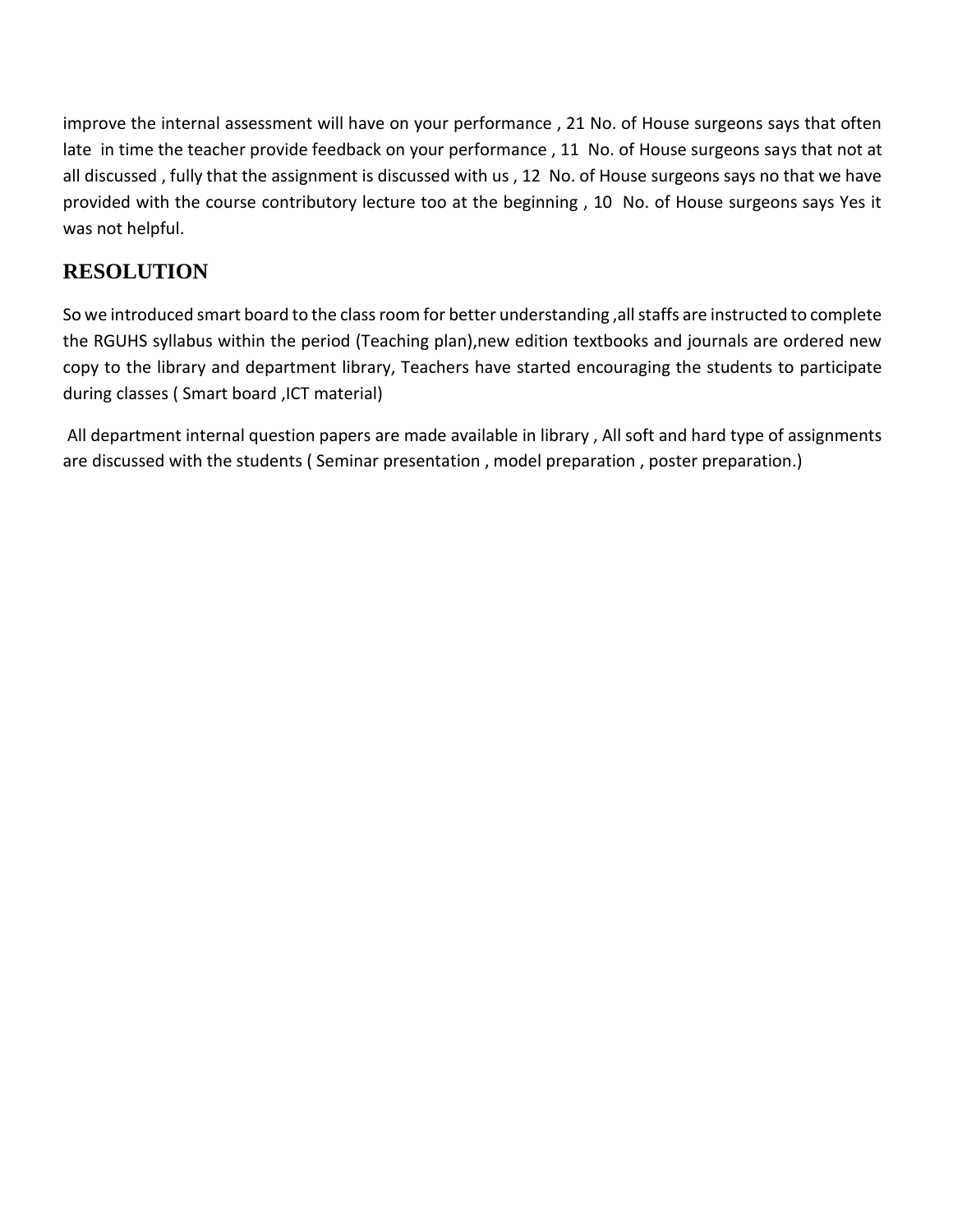improve the internal assessment will have on your performance , 21 No. of House surgeons says that often late in time the teacher provide feedback on your performance , 11 No. of House surgeons says that not at all discussed , fully that the assignment is discussed with us , 12 No. of House surgeons says no that we have provided with the course contributory lecture too at the beginning , 10 No. of House surgeons says Yes it was not helpful.

## RESOLUTION

So we introduced smart board to the class room for better understanding ,all staffs are instructed to complete the RGUHS syllabus within the period (Teaching plan),new edition textbooks and journals are ordered new copy to the library and department library, Teachers have started encouraging the students to participate during classes ( Smart board ,ICT material)

All department internal question papers are made available in library , All soft and hard type of assignments are discussed with the students ( Seminar presentation , model preparation , poster preparation.)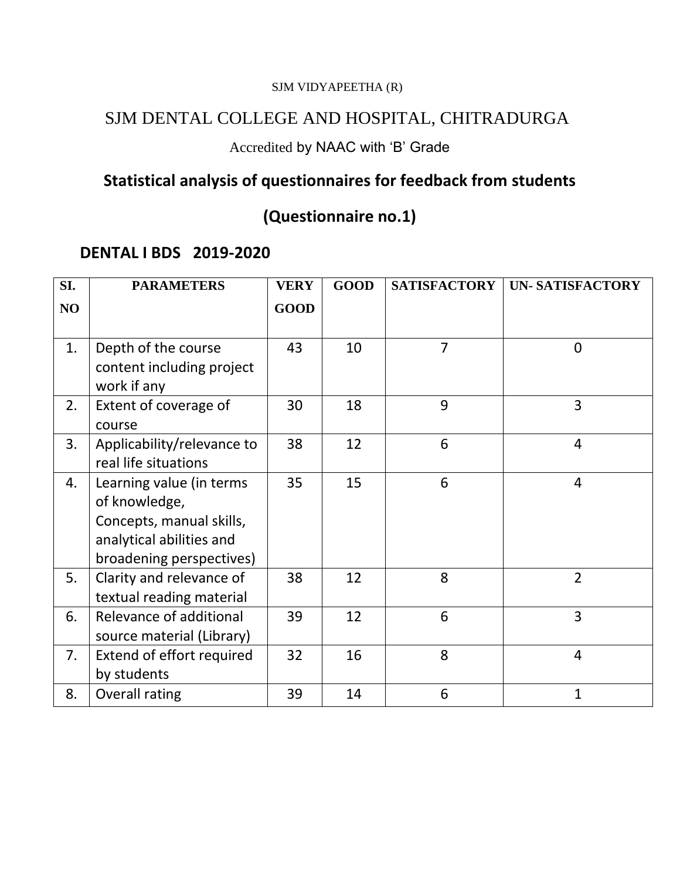SJM VIDYAPEETHA (R)

# SJM DENTAL COLLEGE AND HOSPITAL, CHITRADURGA

Accredited by NAAC with 'B' Grade

## Statistical analysis of questionnaires for feedback from students

## (Questionnaire no.1)

### DENTAL I BDS 2019-2020

| SI. NO | PARAMETERS | VERY GOOD | GOOD | SATISFACTORY | UN- SATISFACTORY |
|---|---|---|---|---|---|
| 1. | Depth of the course content including project work if any | 43 | 10 | 7 | 0 |
| 2. | Extent of coverage of course | 30 | 18 | 9 | 3 |
| 3. | Applicability/relevance to real life situations | 38 | 12 | 6 | 4 |
| 4. | Learning value (in terms of knowledge, Concepts, manual skills, analytical abilities and broadening perspectives) | 35 | 15 | 6 | 4 |
| 5. | Clarity and relevance of textual reading material | 38 | 12 | 8 | 2 |
| 6. | Relevance of additional source material (Library) | 39 | 12 | 6 | 3 |
| 7. | Extend of effort required by students | 32 | 16 | 8 | 4 |
| 8. | Overall rating | 39 | 14 | 6 | 1 |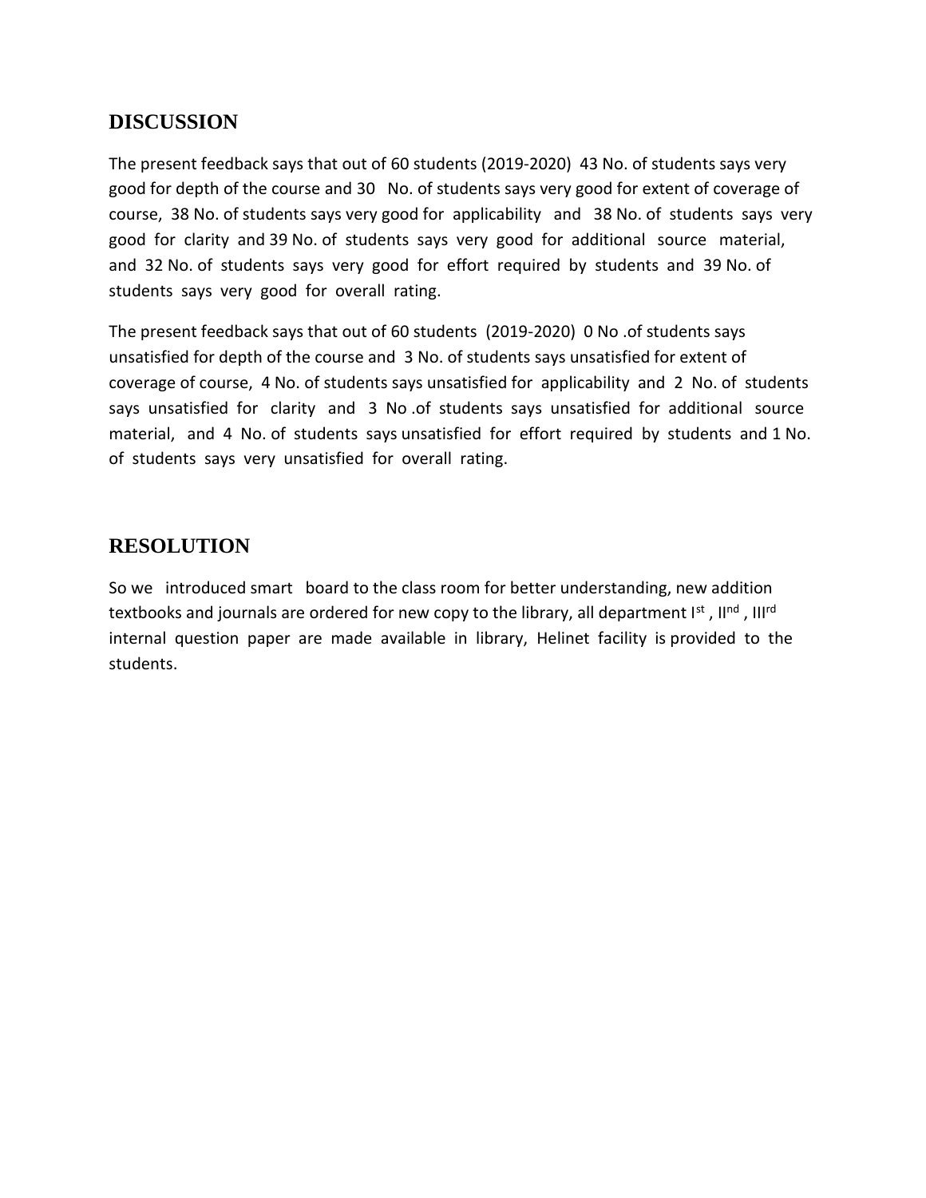## DISCUSSION

The present feedback says that out of 60 students (2019-2020) 43 No. of students says very good for depth of the course and 30 No. of students says very good for extent of coverage of course, 38 No. of students says very good for applicability and 38 No. of students says very good for clarity and 39 No. of students says very good for additional source material, and 32 No. of students says very good for effort required by students and 39 No. of students says very good for overall rating.

The present feedback says that out of 60 students (2019-2020) 0 No .of students says unsatisfied for depth of the course and 3 No. of students says unsatisfied for extent of coverage of course, 4 No. of students says unsatisfied for applicability and 2 No. of students says unsatisfied for clarity and 3 No .of students says unsatisfied for additional source material, and 4 No. of students says unsatisfied for effort required by students and 1 No. of students says very unsatisfied for overall rating.

## RESOLUTION

So we introduced smart board to the class room for better understanding, new addition textbooks and journals are ordered for new copy to the library, all department I$^{st}$ , II$^{nd}$ , III$^{rd}$ internal question paper are made available in library, Helinet facility is provided to the students.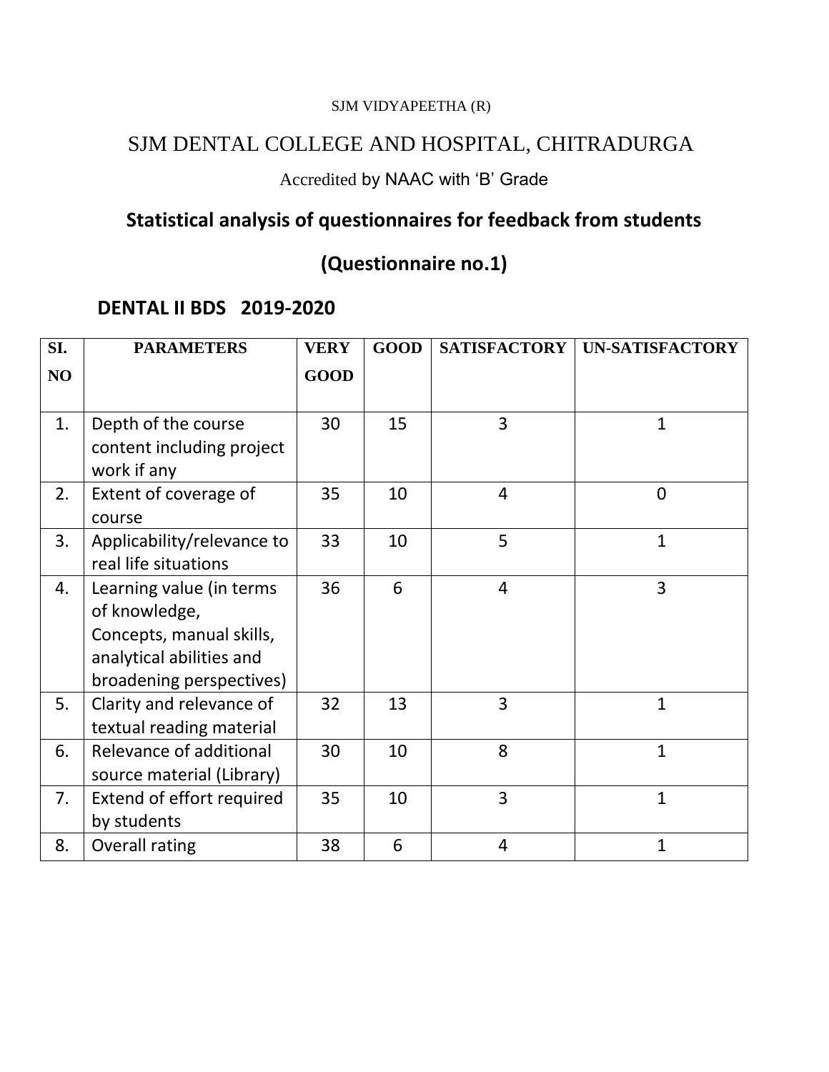SJM VIDYAPEETHA (R)

# SJM DENTAL COLLEGE AND HOSPITAL, CHITRADURGA

Accredited by NAAC with 'B' Grade

## Statistical analysis of questionnaires for feedback from students

## (Questionnaire no.1)

### DENTAL II BDS 2019-2020

| SI. NO | PARAMETERS | VERY GOOD | GOOD | SATISFACTORY | UN-SATISFACTORY |
|---|---|---|---|---|---|
| 1. | Depth of the course content including project work if any | 30 | 15 | 3 | 1 |
| 2. | Extent of coverage of course | 35 | 10 | 4 | 0 |
| 3. | Applicability/relevance to real life situations | 33 | 10 | 5 | 1 |
| 4. | Learning value (in terms of knowledge, Concepts, manual skills, analytical abilities and broadening perspectives) | 36 | 6 | 4 | 3 |
| 5. | Clarity and relevance of textual reading material | 32 | 13 | 3 | 1 |
| 6. | Relevance of additional source material (Library) | 30 | 10 | 8 | 1 |
| 7. | Extend of effort required by students | 35 | 10 | 3 | 1 |
| 8. | Overall rating | 38 | 6 | 4 | 1 |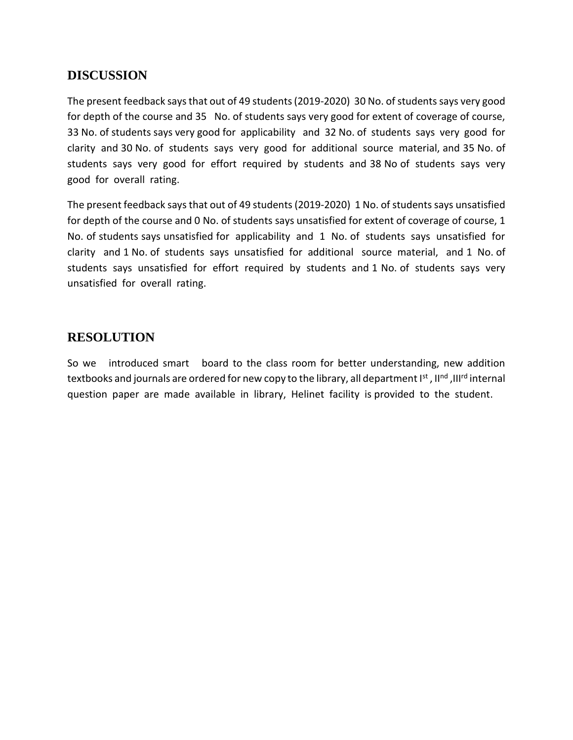## DISCUSSION

The present feedback says that out of 49 students (2019-2020) 30 No. of students says very good for depth of the course and 35 No. of students says very good for extent of coverage of course, 33 No. of students says very good for applicability and 32 No. of students says very good for clarity and 30 No. of students says very good for additional source material, and 35 No. of students says very good for effort required by students and 38 No of students says very good for overall rating.

The present feedback says that out of 49 students (2019-2020) 1 No. of students says unsatisfied for depth of the course and 0 No. of students says unsatisfied for extent of coverage of course, 1 No. of students says unsatisfied for applicability and 1 No. of students says unsatisfied for clarity and 1 No. of students says unsatisfied for additional source material, and 1 No. of students says unsatisfied for effort required by students and 1 No. of students says very unsatisfied for overall rating.

## RESOLUTION

So we introduced smart board to the class room for better understanding, new addition textbooks and journals are ordered for new copy to the library, all department I$^{st}$, II$^{nd}$, III$^{rd}$ internal question paper are made available in library, Helinet facility is provided to the student.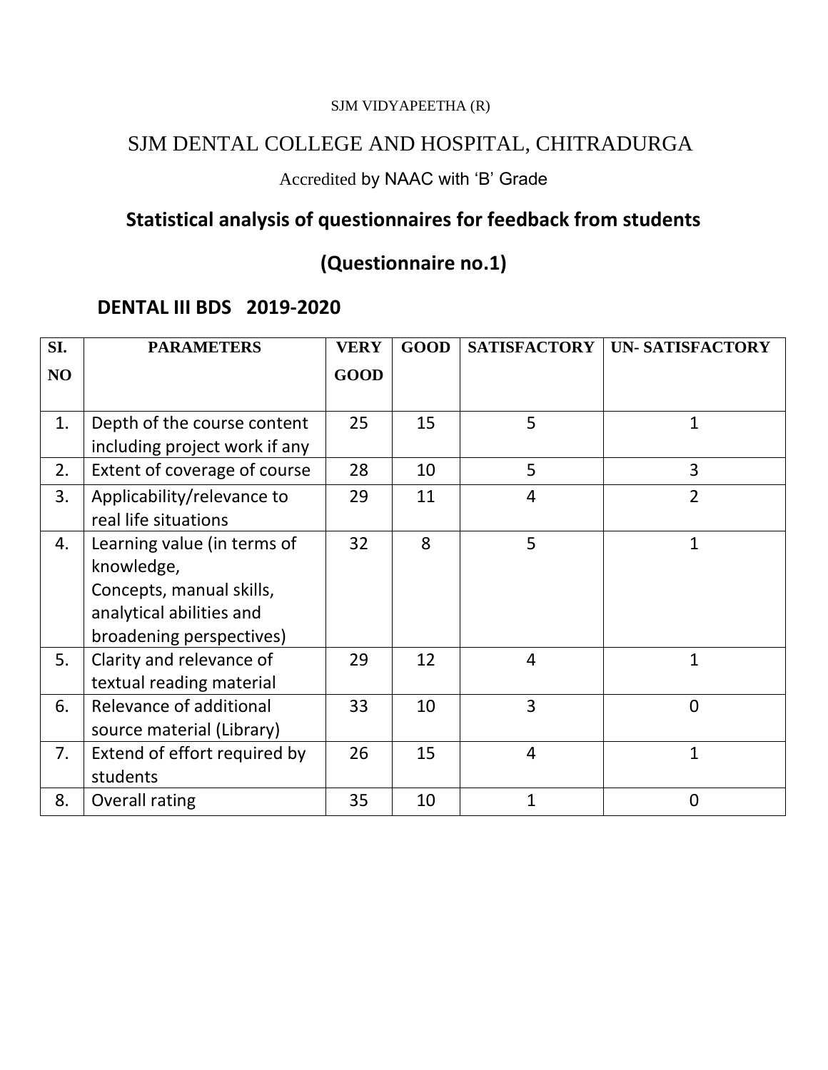SJM VIDYAPEETHA (R)

# SJM DENTAL COLLEGE AND HOSPITAL, CHITRADURGA

Accredited by NAAC with 'B' Grade

## Statistical analysis of questionnaires for feedback from students

## (Questionnaire no.1)

### DENTAL III BDS 2019-2020

| SI. NO | PARAMETERS | VERY GOOD | GOOD | SATISFACTORY | UN- SATISFACTORY |
|---|---|---|---|---|---|
| 1. | Depth of the course content including project work if any | 25 | 15 | 5 | 1 |
| 2. | Extent of coverage of course | 28 | 10 | 5 | 3 |
| 3. | Applicability/relevance to real life situations | 29 | 11 | 4 | 2 |
| 4. | Learning value (in terms of knowledge, Concepts, manual skills, analytical abilities and broadening perspectives) | 32 | 8 | 5 | 1 |
| 5. | Clarity and relevance of textual reading material | 29 | 12 | 4 | 1 |
| 6. | Relevance of additional source material (Library) | 33 | 10 | 3 | 0 |
| 7. | Extend of effort required by students | 26 | 15 | 4 | 1 |
| 8. | Overall rating | 35 | 10 | 1 | 0 |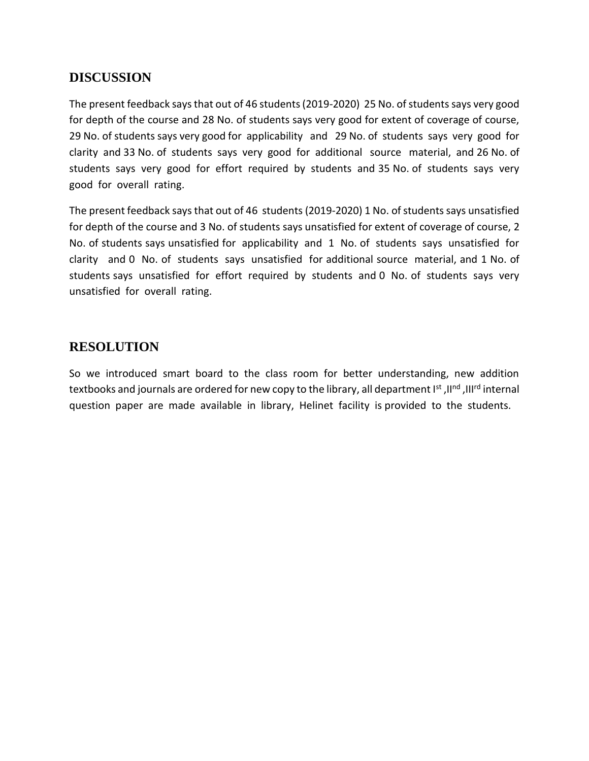## DISCUSSION

The present feedback says that out of 46 students (2019-2020) 25 No. of students says very good for depth of the course and 28 No. of students says very good for extent of coverage of course, 29 No. of students says very good for applicability and 29 No. of students says very good for clarity and 33 No. of students says very good for additional source material, and 26 No. of students says very good for effort required by students and 35 No. of students says very good for overall rating.

The present feedback says that out of 46 students (2019-2020) 1 No. of students says unsatisfied for depth of the course and 3 No. of students says unsatisfied for extent of coverage of course, 2 No. of students says unsatisfied for applicability and 1 No. of students says unsatisfied for clarity and 0 No. of students says unsatisfied for additional source material, and 1 No. of students says unsatisfied for effort required by students and 0 No. of students says very unsatisfied for overall rating.

## RESOLUTION

So we introduced smart board to the class room for better understanding, new addition textbooks and journals are ordered for new copy to the library, all department I^st ,II^nd ,III^rd internal question paper are made available in library, Helinet facility is provided to the students.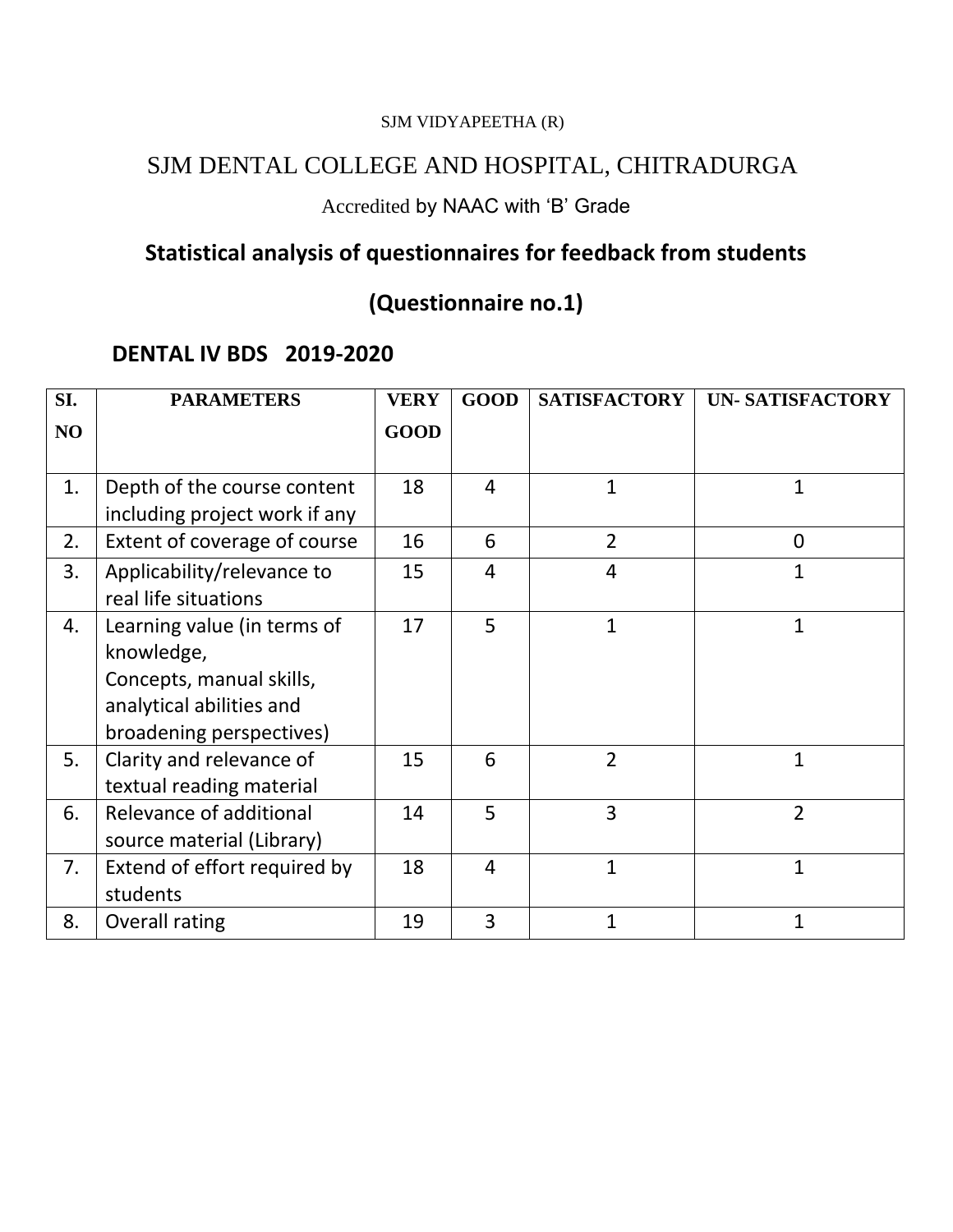SJM VIDYAPEETHA (R)

# SJM DENTAL COLLEGE AND HOSPITAL, CHITRADURGA

Accredited by NAAC with 'B' Grade

## Statistical analysis of questionnaires for feedback from students

## (Questionnaire no.1)

### DENTAL IV BDS 2019-2020

| SI. NO | PARAMETERS | VERY GOOD | GOOD | SATISFACTORY | UN- SATISFACTORY |
|---|---|---|---|---|---|
| 1. | Depth of the course content including project work if any | 18 | 4 | 1 | 1 |
| 2. | Extent of coverage of course | 16 | 6 | 2 | 0 |
| 3. | Applicability/relevance to real life situations | 15 | 4 | 4 | 1 |
| 4. | Learning value (in terms of knowledge, Concepts, manual skills, analytical abilities and broadening perspectives) | 17 | 5 | 1 | 1 |
| 5. | Clarity and relevance of textual reading material | 15 | 6 | 2 | 1 |
| 6. | Relevance of additional source material (Library) | 14 | 5 | 3 | 2 |
| 7. | Extend of effort required by students | 18 | 4 | 1 | 1 |
| 8. | Overall rating | 19 | 3 | 1 | 1 |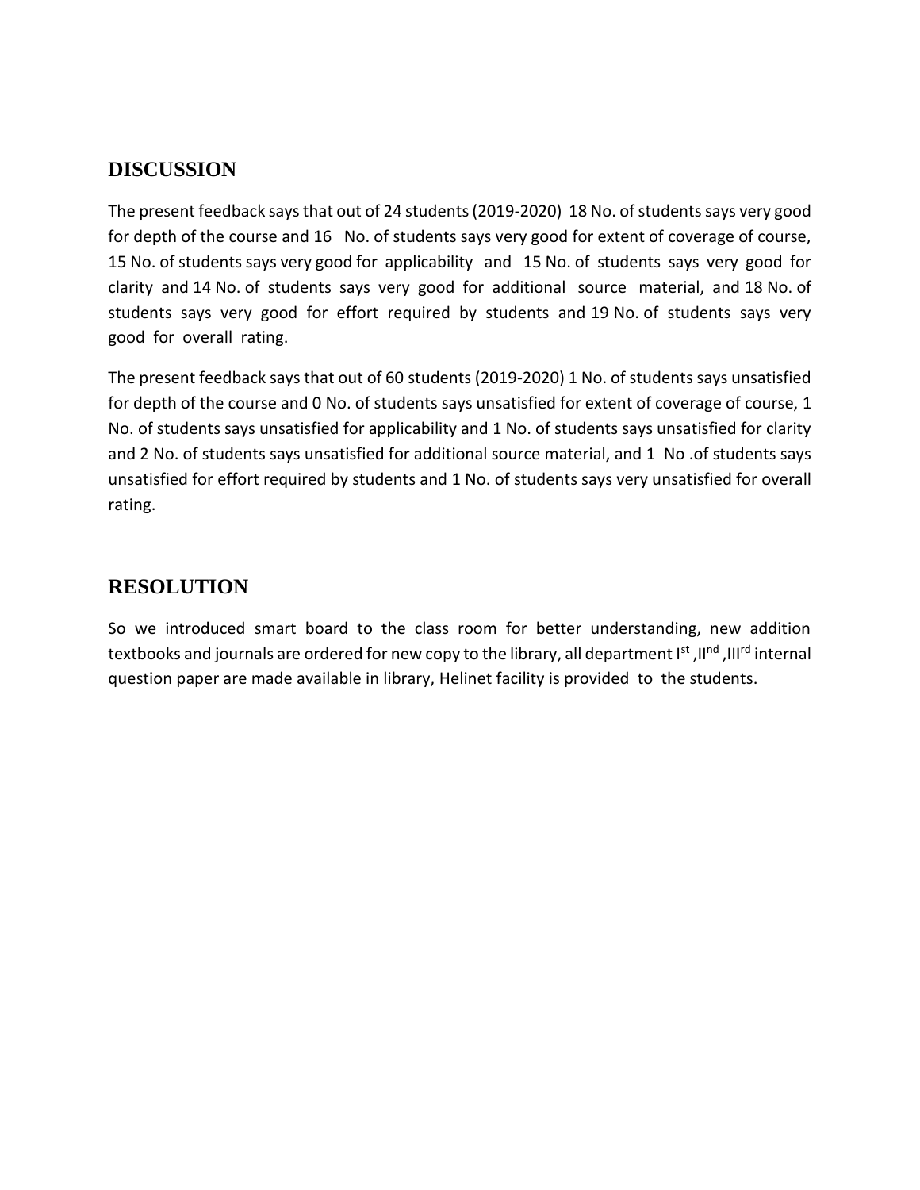## DISCUSSION

The present feedback says that out of 24 students (2019-2020) 18 No. of students says very good for depth of the course and 16 No. of students says very good for extent of coverage of course, 15 No. of students says very good for applicability and 15 No. of students says very good for clarity and 14 No. of students says very good for additional source material, and 18 No. of students says very good for effort required by students and 19 No. of students says very good for overall rating.

The present feedback says that out of 60 students (2019-2020) 1 No. of students says unsatisfied for depth of the course and 0 No. of students says unsatisfied for extent of coverage of course, 1 No. of students says unsatisfied for applicability and 1 No. of students says unsatisfied for clarity and 2 No. of students says unsatisfied for additional source material, and 1 No .of students says unsatisfied for effort required by students and 1 No. of students says very unsatisfied for overall rating.

## RESOLUTION

So we introduced smart board to the class room for better understanding, new addition textbooks and journals are ordered for new copy to the library, all department I[st] ,II[nd] ,III[rd] internal question paper are made available in library, Helinet facility is provided to the students.